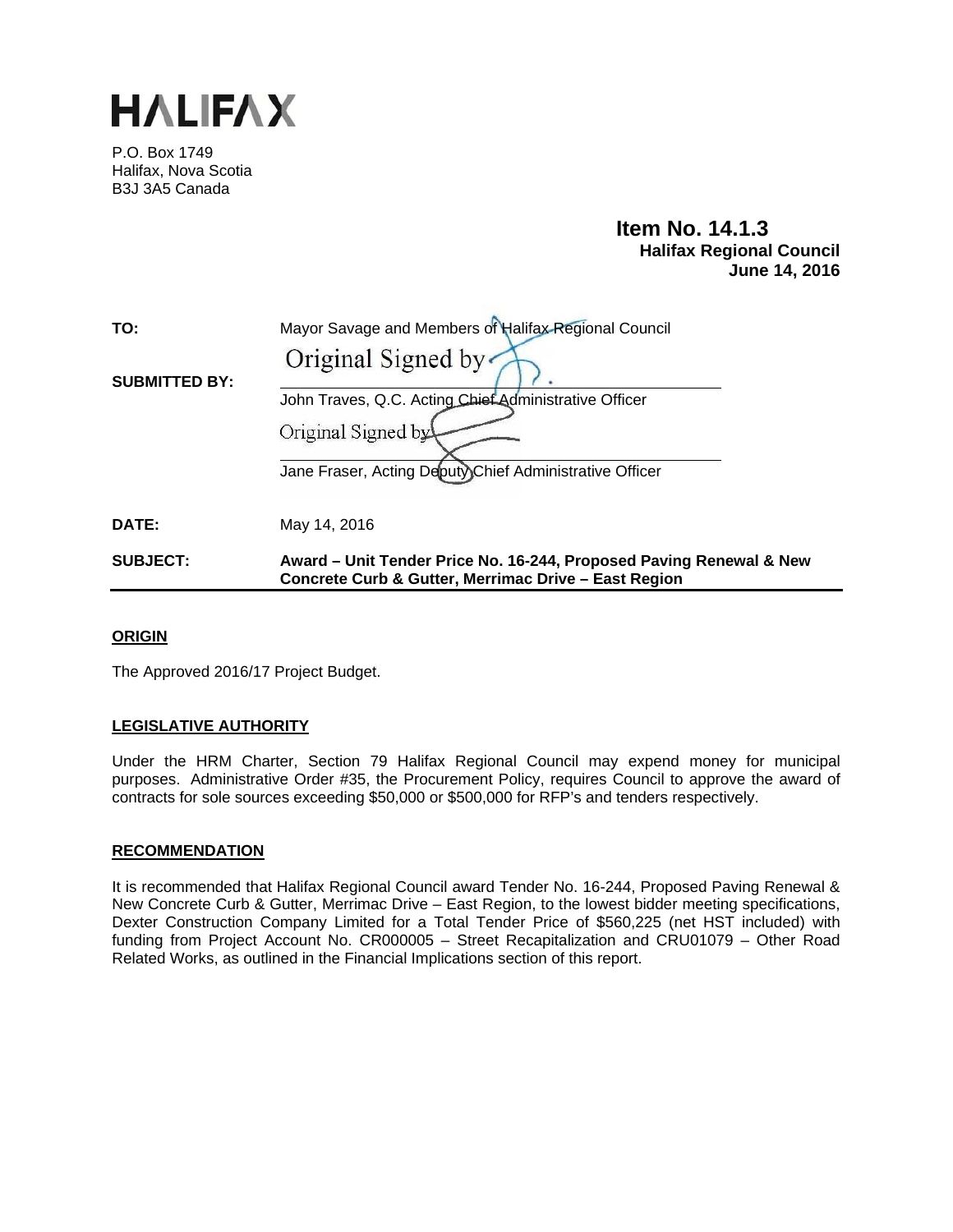# HALIFAX

P.O. Box 1749
Halifax, Nova Scotia
B3J 3A5 Canada

**Item No. 14.1.3**
**Halifax Regional Council**
**June 14, 2016**

**TO:** Mayor Savage and Members of Halifax Regional Council

**SUBMITTED BY:**

Original Signed by

John Traves, Q.C. Acting Chief Administrative Officer

Original Signed by

Jane Fraser, Acting Deputy Chief Administrative Officer

**DATE:** May 14, 2016

**SUBJECT:** **Award – Unit Tender Price No. 16-244, Proposed Paving Renewal & New Concrete Curb & Gutter, Merrimac Drive – East Region**

## ORIGIN

The Approved 2016/17 Project Budget.

## LEGISLATIVE AUTHORITY

Under the HRM Charter, Section 79 Halifax Regional Council may expend money for municipal purposes. Administrative Order #35, the Procurement Policy, requires Council to approve the award of contracts for sole sources exceeding $50,000 or $500,000 for RFP's and tenders respectively.

## RECOMMENDATION

It is recommended that Halifax Regional Council award Tender No. 16-244, Proposed Paving Renewal & New Concrete Curb & Gutter, Merrimac Drive – East Region, to the lowest bidder meeting specifications, Dexter Construction Company Limited for a Total Tender Price of $560,225 (net HST included) with funding from Project Account No. CR000005 – Street Recapitalization and CRU01079 – Other Road Related Works, as outlined in the Financial Implications section of this report.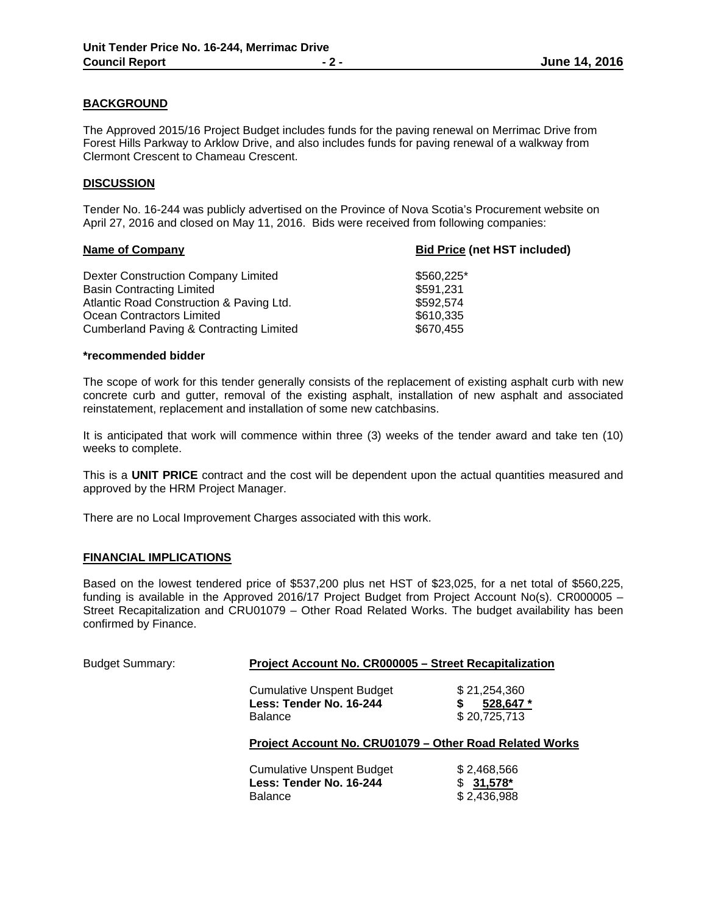## BACKGROUND

The Approved 2015/16 Project Budget includes funds for the paving renewal on Merrimac Drive from Forest Hills Parkway to Arklow Drive, and also includes funds for paving renewal of a walkway from Clermont Crescent to Chameau Crescent.

## DISCUSSION

Tender No. 16-244 was publicly advertised on the Province of Nova Scotia's Procurement website on April 27, 2016 and closed on May 11, 2016. Bids were received from following companies:

| Name of Company | Bid Price (net HST included) |
|---|---|
| Dexter Construction Company Limited | $560,225* |
| Basin Contracting Limited | $591,231 |
| Atlantic Road Construction & Paving Ltd. | $592,574 |
| Ocean Contractors Limited | $610,335 |
| Cumberland Paving & Contracting Limited | $670,455 |

**\*recommended bidder**

The scope of work for this tender generally consists of the replacement of existing asphalt curb with new concrete curb and gutter, removal of the existing asphalt, installation of new asphalt and associated reinstatement, replacement and installation of some new catchbasins.

It is anticipated that work will commence within three (3) weeks of the tender award and take ten (10) weeks to complete.

This is a **UNIT PRICE** contract and the cost will be dependent upon the actual quantities measured and approved by the HRM Project Manager.

There are no Local Improvement Charges associated with this work.

## FINANCIAL IMPLICATIONS

Based on the lowest tendered price of $537,200 plus net HST of $23,025, for a net total of $560,225, funding is available in the Approved 2016/17 Project Budget from Project Account No(s). CR000005 – Street Recapitalization and CRU01079 – Other Road Related Works. The budget availability has been confirmed by Finance.

Budget Summary:

**Project Account No. CR000005 – Street Recapitalization**

| | |
|---|---|
| Cumulative Unspent Budget | $ 21,254,360 |
| **Less: Tender No. 16-244** | **$ 528,647 \*** |
| Balance | $ 20,725,713 |

**Project Account No. CRU01079 – Other Road Related Works**

| | |
|---|---|
| Cumulative Unspent Budget | $ 2,468,566 |
| **Less: Tender No. 16-244** | $ **31,578\*** |
| Balance | $ 2,436,988 |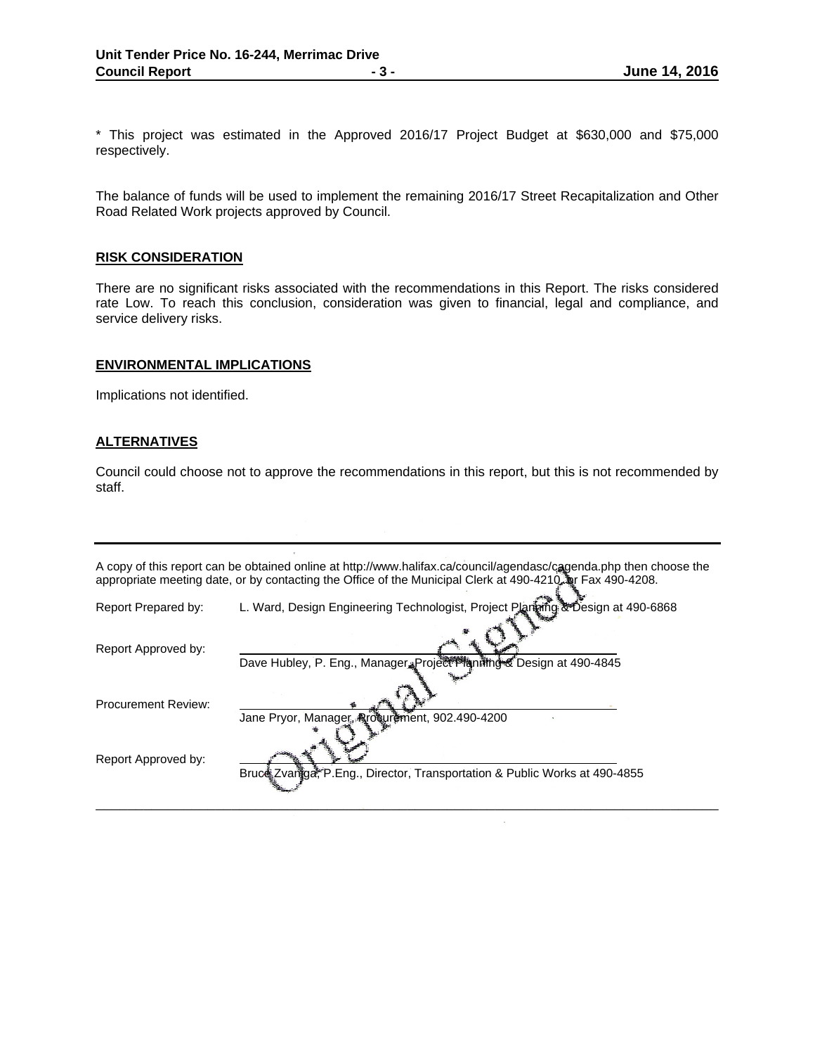* This project was estimated in the Approved 2016/17 Project Budget at $630,000 and $75,000 respectively.

The balance of funds will be used to implement the remaining 2016/17 Street Recapitalization and Other Road Related Work projects approved by Council.

## RISK CONSIDERATION

There are no significant risks associated with the recommendations in this Report. The risks considered rate Low. To reach this conclusion, consideration was given to financial, legal and compliance, and service delivery risks.

## ENVIRONMENTAL IMPLICATIONS

Implications not identified.

## ALTERNATIVES

Council could choose not to approve the recommendations in this report, but this is not recommended by staff.

---

A copy of this report can be obtained online at http://www.halifax.ca/council/agendasc/cagenda.php then choose the appropriate meeting date, or by contacting the Office of the Municipal Clerk at 490-4210, or Fax 490-4208.

Report Prepared by: L. Ward, Design Engineering Technologist, Project Planning & Design at 490-6868

Report Approved by: Dave Hubley, P. Eng., Manager, Project Planning & Design at 490-4845

Procurement Review: Jane Pryor, Manager, Procurement, 902.490-4200

Report Approved by: Bruce Zvaniga, P.Eng., Director, Transportation & Public Works at 490-4855

Original Signed